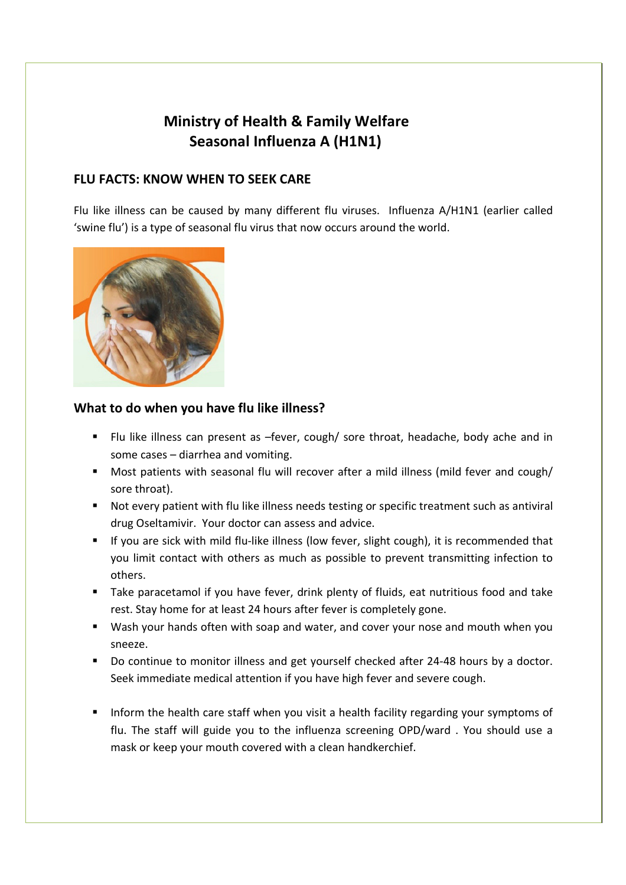# Ministry of Health & Family Welfare
# Seasonal Influenza A (H1N1)

## FLU FACTS: KNOW WHEN TO SEEK CARE

Flu like illness can be caused by many different flu viruses. Influenza A/H1N1 (earlier called 'swine flu') is a type of seasonal flu virus that now occurs around the world.

### What to do when you have flu like illness?

- Flu like illness can present as –fever, cough/ sore throat, headache, body ache and in some cases – diarrhea and vomiting.
- Most patients with seasonal flu will recover after a mild illness (mild fever and cough/ sore throat).
- Not every patient with flu like illness needs testing or specific treatment such as antiviral drug Oseltamivir. Your doctor can assess and advice.
- If you are sick with mild flu-like illness (low fever, slight cough), it is recommended that you limit contact with others as much as possible to prevent transmitting infection to others.
- Take paracetamol if you have fever, drink plenty of fluids, eat nutritious food and take rest. Stay home for at least 24 hours after fever is completely gone.
- Wash your hands often with soap and water, and cover your nose and mouth when you sneeze.
- Do continue to monitor illness and get yourself checked after 24-48 hours by a doctor. Seek immediate medical attention if you have high fever and severe cough.
- Inform the health care staff when you visit a health facility regarding your symptoms of flu. The staff will guide you to the influenza screening OPD/ward . You should use a mask or keep your mouth covered with a clean handkerchief.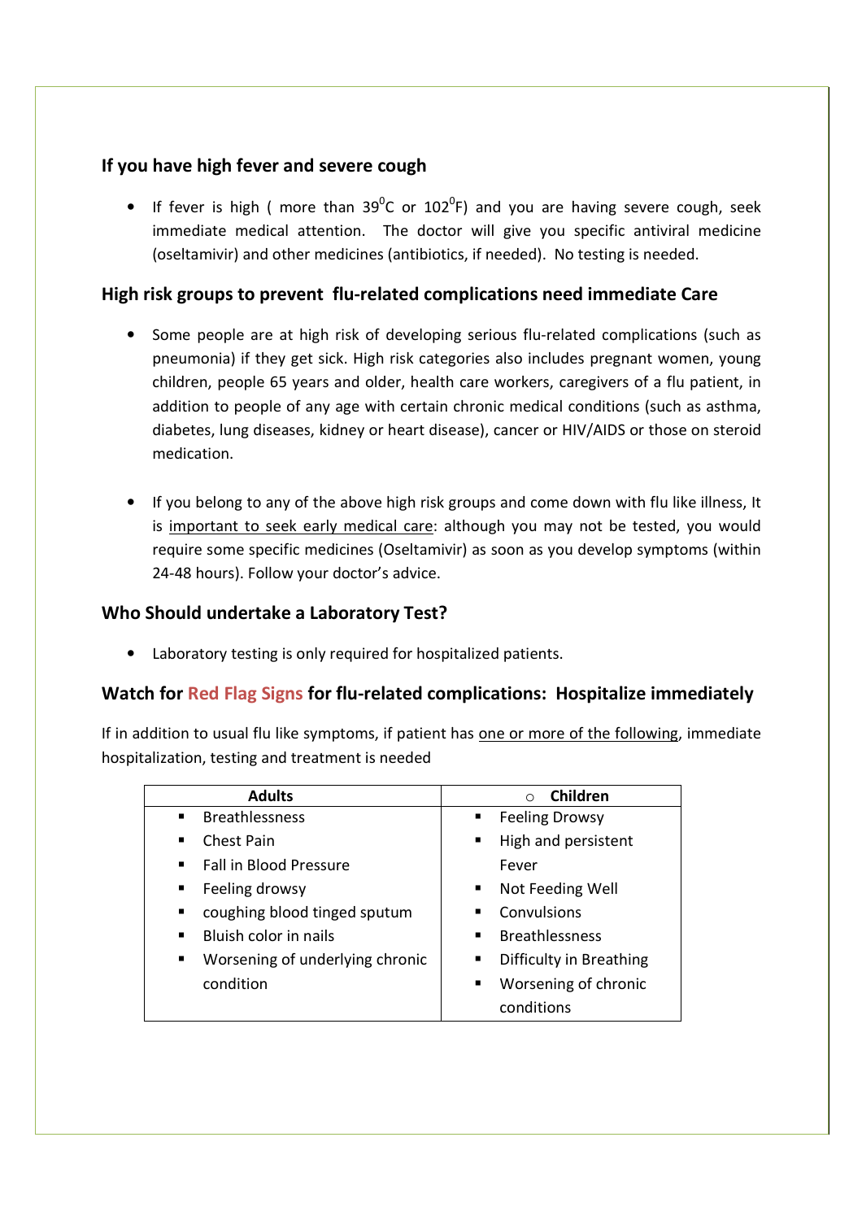### If you have high fever and severe cough

- If fever is high ( more than $39^0$C or $102^0$F) and you are having severe cough, seek immediate medical attention. The doctor will give you specific antiviral medicine (oseltamivir) and other medicines (antibiotics, if needed). No testing is needed.

### High risk groups to prevent flu-related complications need immediate Care

- Some people are at high risk of developing serious flu-related complications (such as pneumonia) if they get sick. High risk categories also includes pregnant women, young children, people 65 years and older, health care workers, caregivers of a flu patient, in addition to people of any age with certain chronic medical conditions (such as asthma, diabetes, lung diseases, kidney or heart disease), cancer or HIV/AIDS or those on steroid medication.

- If you belong to any of the above high risk groups and come down with flu like illness, It is important to seek early medical care: although you may not be tested, you would require some specific medicines (Oseltamivir) as soon as you develop symptoms (within 24-48 hours). Follow your doctor's advice.

### Who Should undertake a Laboratory Test?

- Laboratory testing is only required for hospitalized patients.

### Watch for Red Flag Signs for flu-related complications: Hospitalize immediately

If in addition to usual flu like symptoms, if patient has one or more of the following, immediate hospitalization, testing and treatment is needed

| Adults | Children |
|---|---|
| Breathlessness | Feeling Drowsy |
| Chest Pain | High and persistent Fever |
| Fall in Blood Pressure | Not Feeding Well |
| Feeling drowsy | Convulsions |
| coughing blood tinged sputum | Breathlessness |
| Bluish color in nails | Difficulty in Breathing |
| Worsening of underlying chronic condition | Worsening of chronic conditions |